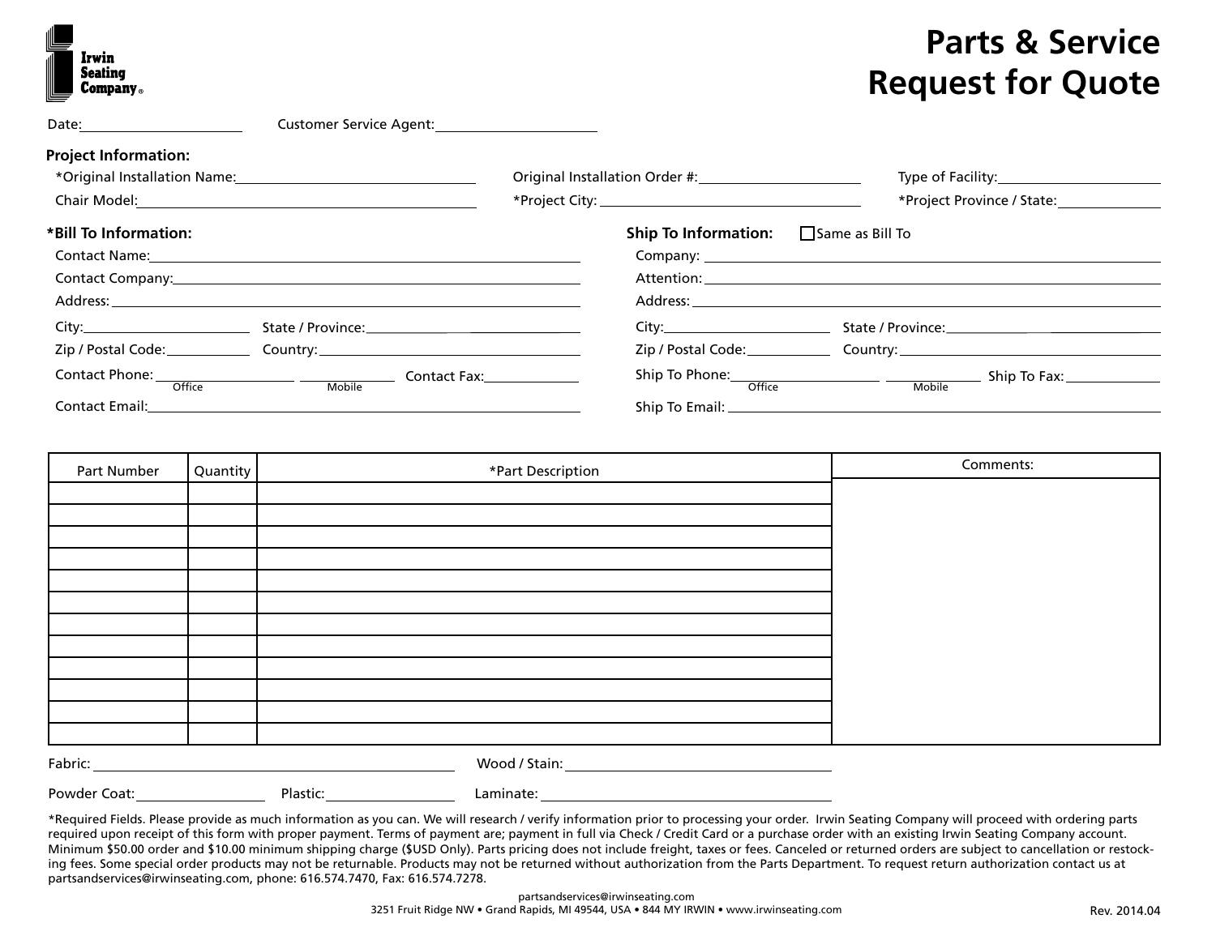Irwin Seating Company®

# Parts & Service Request for Quote

Date: ____________________ Customer Service Agent: ____________________

**Project Information:**

*Original Installation Name: ____________________ Original Installation Order #: ____________________ Type of Facility: ____________________

Chair Model: ____________________ *Project City: ____________________ *Project Province / State: ____________________

**\*Bill To Information:**

Contact Name: ____________________

Contact Company: ____________________

Address: ____________________

City: ____________________ State / Province: ____________________

Zip / Postal Code: ____________________ Country: ____________________

Contact Phone: ____________________ (Office) ____________________ (Mobile) Contact Fax: ____________________

Contact Email: ____________________

**Ship To Information:** ☐ Same as Bill To

Company: ____________________

Attention: ____________________

Address: ____________________

City: ____________________ State / Province: ____________________

Zip / Postal Code: ____________________ Country: ____________________

Ship To Phone: ____________________ (Office) ____________________ (Mobile) Ship To Fax: ____________________

Ship To Email: ____________________

| Part Number | Quantity | *Part Description | Comments: |
|---|---|---|---|
| | | | |
| | | | |
| | | | |
| | | | |
| | | | |
| | | | |
| | | | |
| | | | |
| | | | |
| | | | |
| | | | |
| | | | |

Fabric: ____________________ Wood / Stain: ____________________

Powder Coat: ____________________ Plastic: ____________________ Laminate: ____________________

*Required Fields. Please provide as much information as you can. We will research / verify information prior to processing your order. Irwin Seating Company will proceed with ordering parts required upon receipt of this form with proper payment. Terms of payment are; payment in full via Check / Credit Card or a purchase order with an existing Irwin Seating Company account. Minimum $50.00 order and $10.00 minimum shipping charge ($USD Only). Parts pricing does not include freight, taxes or fees. Canceled or returned orders are subject to cancellation or restocking fees. Some special order products may not be returnable. Products may not be returned without authorization from the Parts Department. To request return authorization contact us at partsandservices@irwinseating.com, phone: 616.574.7470, Fax: 616.574.7278.

partsandservices@irwinseating.com
3251 Fruit Ridge NW • Grand Rapids, MI 49544, USA • 844 MY IRWIN • www.irwinseating.com

Rev. 2014.04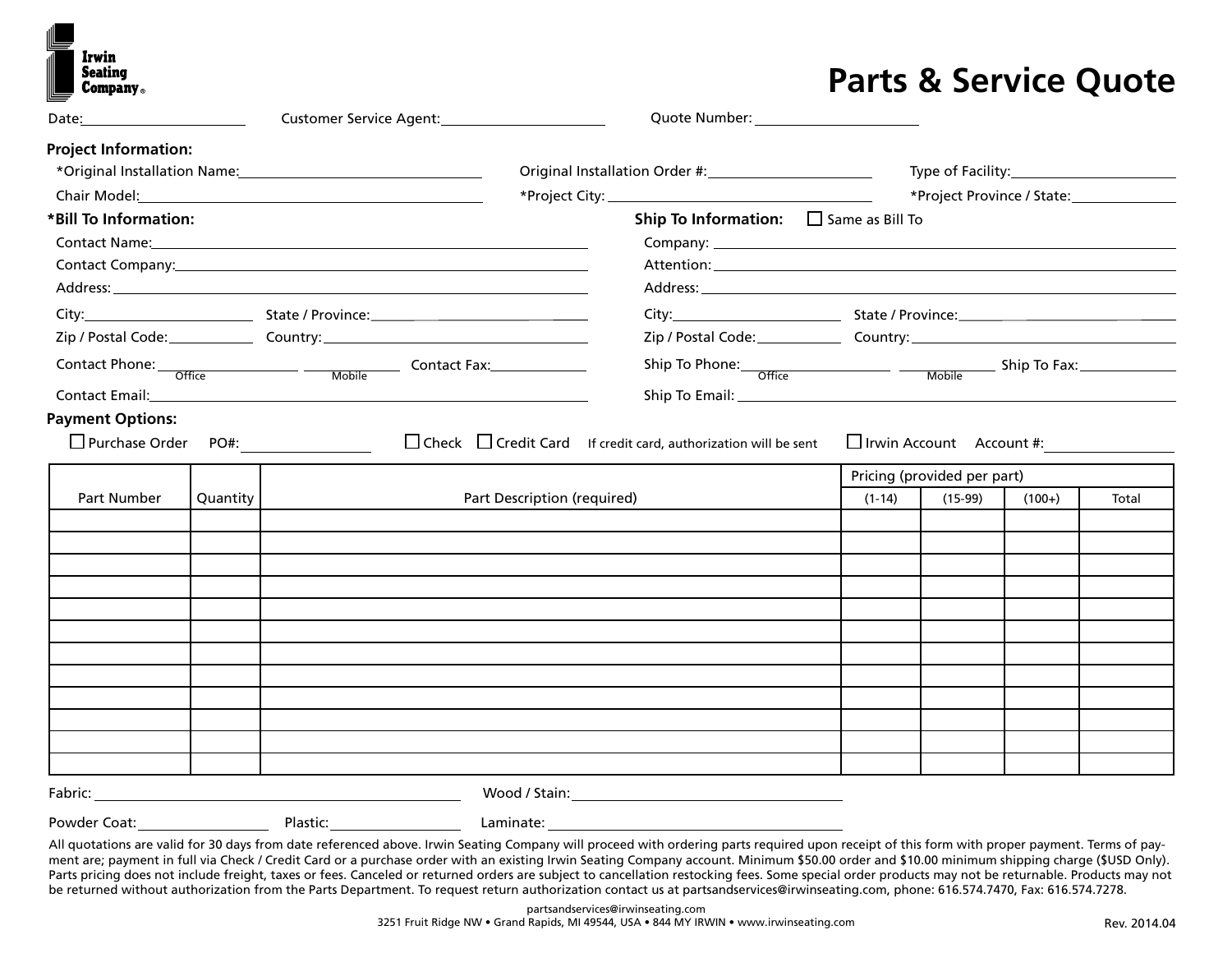Irwin Seating Company®

# Parts & Service Quote

Date: ______________________ Customer Service Agent: ______________________ Quote Number: ______________________

**Project Information:**

*Original Installation Name: ______________________ Original Installation Order #: ______________________ Type of Facility: ______________________

Chair Model: ______________________ *Project City: ______________________ *Project Province / State: ______________________

**\*Bill To Information:**

Contact Name: ______________________

Contact Company: ______________________

Address: ______________________

City: ______________________ State / Province: ______________________

Zip / Postal Code: ______________________ Country: ______________________

Contact Phone: ______________________ (Office) ______________________ (Mobile) Contact Fax: ______________________

Contact Email: ______________________

**Ship To Information:** ☐ Same as Bill To

Company: ______________________

Attention: ______________________

Address: ______________________

City: ______________________ State / Province: ______________________

Zip / Postal Code: ______________________ Country: ______________________

Ship To Phone: ______________________ (Office) ______________________ (Mobile) Ship To Fax: ______________________

Ship To Email: ______________________

**Payment Options:**

☐ Purchase Order PO#: ______________________ ☐ Check ☐ Credit Card If credit card, authorization will be sent ☐ Irwin Account Account #: ______________________

| Part Number | Quantity | Part Description (required) | Pricing (provided per part) | | | |
|---|---|---|---|---|---|---|
| | | | (1-14) | (15-99) | (100+) | Total |
| | | | | | | |
| | | | | | | |
| | | | | | | |
| | | | | | | |
| | | | | | | |
| | | | | | | |
| | | | | | | |
| | | | | | | |
| | | | | | | |
| | | | | | | |
| | | | | | | |
| | | | | | | |

Fabric: ______________________ Wood / Stain: ______________________

Powder Coat: ______________________ Plastic: ______________________ Laminate: ______________________

All quotations are valid for 30 days from date referenced above. Irwin Seating Company will proceed with ordering parts required upon receipt of this form with proper payment. Terms of payment are; payment in full via Check / Credit Card or a purchase order with an existing Irwin Seating Company account. Minimum $50.00 order and $10.00 minimum shipping charge ($USD Only). Parts pricing does not include freight, taxes or fees. Canceled or returned orders are subject to cancellation restocking fees. Some special order products may not be returnable. Products may not be returned without authorization from the Parts Department. To request return authorization contact us at partsandservices@irwinseating.com, phone: 616.574.7470, Fax: 616.574.7278.

partsandservices@irwinseating.com
3251 Fruit Ridge NW • Grand Rapids, MI 49544, USA • 844 MY IRWIN • www.irwinseating.com

Rev. 2014.04